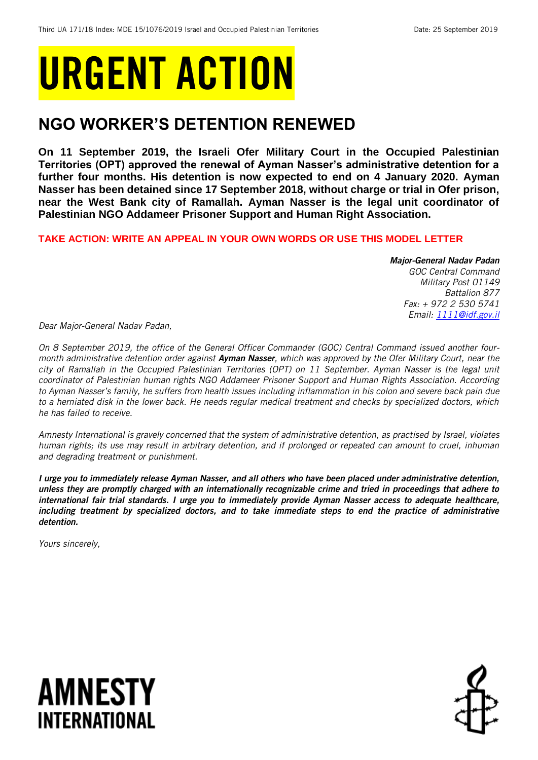# URGENT ACTION

## NGO WORKER'S DETENTION RENEWED

**On 11 September 2019, the Israeli Ofer Military Court in the Occupied Palestinian Territories (OPT) approved the renewal of Ayman Nasser's administrative detention for a further four months. His detention is now expected to end on 4 January 2020. Ayman Nasser has been detained since 17 September 2018, without charge or trial in Ofer prison, near the West Bank city of Ramallah. Ayman Nasser is the legal unit coordinator of Palestinian NGO Addameer Prisoner Support and Human Right Association.**

**TAKE ACTION: WRITE AN APPEAL IN YOUR OWN WORDS OR USE THIS MODEL LETTER**

***Major-General Nadav Padan***
*GOC Central Command*
*Military Post 01149*
*Battalion 877*
*Fax: + 972 2 530 5741*
*Email: 1111@idf.gov.il*

*Dear Major-General Nadav Padan,*

*On 8 September 2019, the office of the General Officer Commander (GOC) Central Command issued another four-month administrative detention order against **Ayman Nasser**, which was approved by the Ofer Military Court, near the city of Ramallah in the Occupied Palestinian Territories (OPT) on 11 September. Ayman Nasser is the legal unit coordinator of Palestinian human rights NGO Addameer Prisoner Support and Human Rights Association. According to Ayman Nasser's family, he suffers from health issues including inflammation in his colon and severe back pain due to a herniated disk in the lower back. He needs regular medical treatment and checks by specialized doctors, which he has failed to receive.*

*Amnesty International is gravely concerned that the system of administrative detention, as practised by Israel, violates human rights; its use may result in arbitrary detention, and if prolonged or repeated can amount to cruel, inhuman and degrading treatment or punishment.*

***I urge you to immediately release Ayman Nasser, and all others who have been placed under administrative detention, unless they are promptly charged with an internationally recognizable crime and tried in proceedings that adhere to international fair trial standards. I urge you to immediately provide Ayman Nasser access to adequate healthcare, including treatment by specialized doctors, and to take immediate steps to end the practice of administrative detention.***

*Yours sincerely,*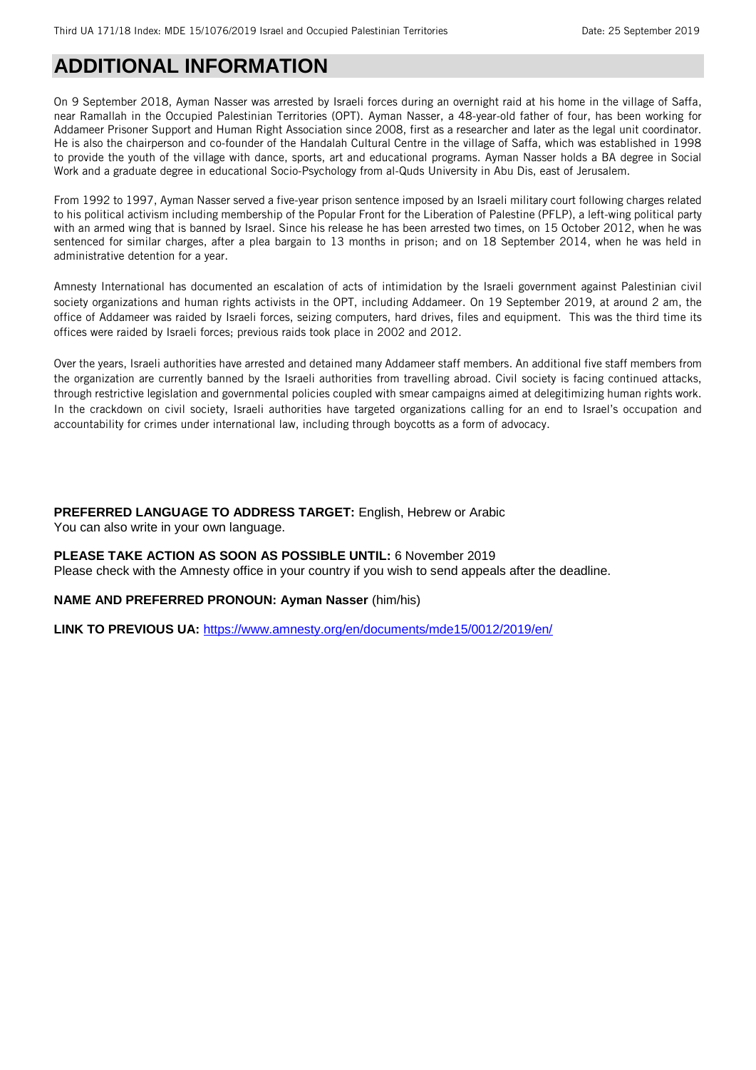# ADDITIONAL INFORMATION

On 9 September 2018, Ayman Nasser was arrested by Israeli forces during an overnight raid at his home in the village of Saffa, near Ramallah in the Occupied Palestinian Territories (OPT). Ayman Nasser, a 48-year-old father of four, has been working for Addameer Prisoner Support and Human Right Association since 2008, first as a researcher and later as the legal unit coordinator. He is also the chairperson and co-founder of the Handalah Cultural Centre in the village of Saffa, which was established in 1998 to provide the youth of the village with dance, sports, art and educational programs. Ayman Nasser holds a BA degree in Social Work and a graduate degree in educational Socio-Psychology from al-Quds University in Abu Dis, east of Jerusalem.

From 1992 to 1997, Ayman Nasser served a five-year prison sentence imposed by an Israeli military court following charges related to his political activism including membership of the Popular Front for the Liberation of Palestine (PFLP), a left-wing political party with an armed wing that is banned by Israel. Since his release he has been arrested two times, on 15 October 2012, when he was sentenced for similar charges, after a plea bargain to 13 months in prison; and on 18 September 2014, when he was held in administrative detention for a year.

Amnesty International has documented an escalation of acts of intimidation by the Israeli government against Palestinian civil society organizations and human rights activists in the OPT, including Addameer. On 19 September 2019, at around 2 am, the office of Addameer was raided by Israeli forces, seizing computers, hard drives, files and equipment. This was the third time its offices were raided by Israeli forces; previous raids took place in 2002 and 2012.

Over the years, Israeli authorities have arrested and detained many Addameer staff members. An additional five staff members from the organization are currently banned by the Israeli authorities from travelling abroad. Civil society is facing continued attacks, through restrictive legislation and governmental policies coupled with smear campaigns aimed at delegitimizing human rights work. In the crackdown on civil society, Israeli authorities have targeted organizations calling for an end to Israel's occupation and accountability for crimes under international law, including through boycotts as a form of advocacy.

**PREFERRED LANGUAGE TO ADDRESS TARGET:** English, Hebrew or Arabic
You can also write in your own language.

**PLEASE TAKE ACTION AS SOON AS POSSIBLE UNTIL:** 6 November 2019
Please check with the Amnesty office in your country if you wish to send appeals after the deadline.

**NAME AND PREFERRED PRONOUN: Ayman Nasser** (him/his)

**LINK TO PREVIOUS UA:** https://www.amnesty.org/en/documents/mde15/0012/2019/en/